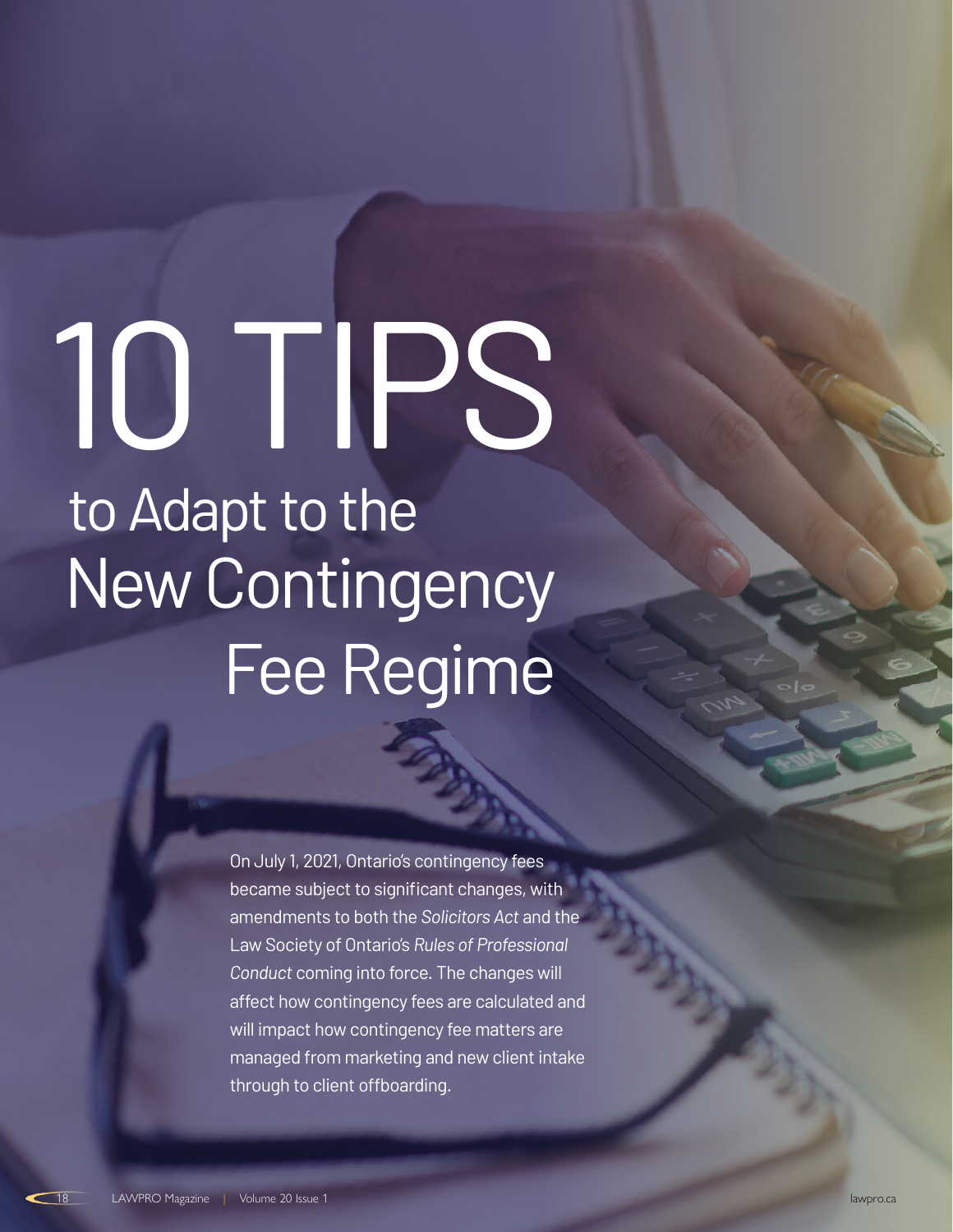# 10 TIPS to Adapt to the New Contingency Fee Regime

On July 1, 2021, Ontario's contingency fees became subject to significant changes, with amendments to both the *Solicitors Act* and the Law Society of Ontario's *Rules of Professional Conduct* coming into force. The changes will affect how contingency fees are calculated and will impact how contingency fee matters are managed from marketing and new client intake through to client offboarding.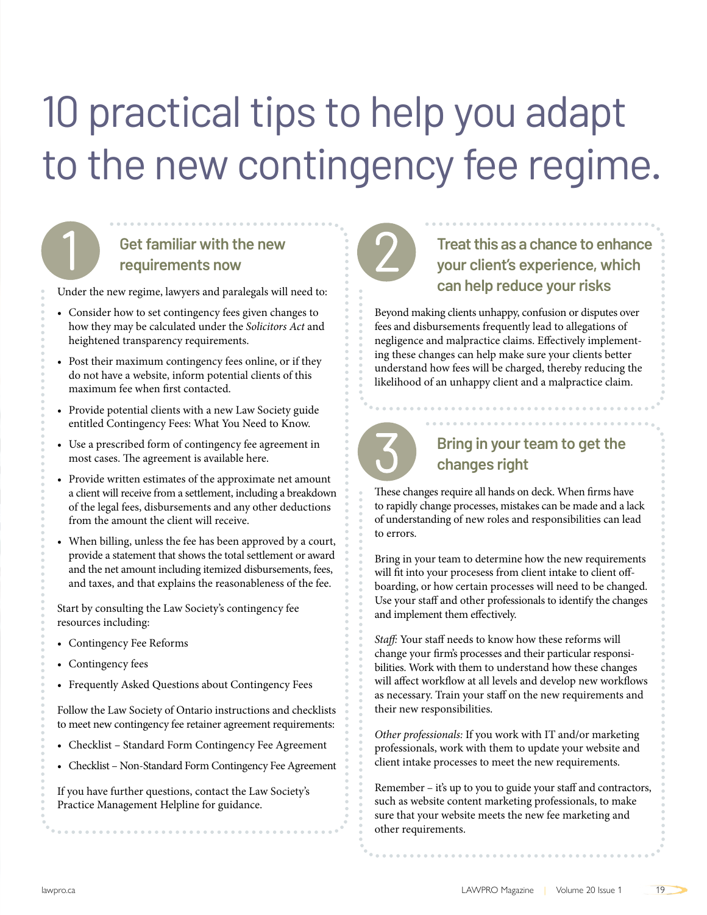# 10 practical tips to help you adapt to the new contingency fee regime.

## 1 Get familiar with the new requirements now

Under the new regime, lawyers and paralegals will need to:

- Consider how to set contingency fees given changes to how they may be calculated under the *Solicitors Act* and heightened transparency requirements.
- Post their maximum contingency fees online, or if they do not have a website, inform potential clients of this maximum fee when first contacted.
- Provide potential clients with a new Law Society guide entitled Contingency Fees: What You Need to Know.
- Use a prescribed form of contingency fee agreement in most cases. The agreement is available here.
- Provide written estimates of the approximate net amount a client will receive from a settlement, including a breakdown of the legal fees, disbursements and any other deductions from the amount the client will receive.
- When billing, unless the fee has been approved by a court, provide a statement that shows the total settlement or award and the net amount including itemized disbursements, fees, and taxes, and that explains the reasonableness of the fee.

Start by consulting the Law Society's contingency fee resources including:

- Contingency Fee Reforms
- Contingency fees
- Frequently Asked Questions about Contingency Fees

Follow the Law Society of Ontario instructions and checklists to meet new contingency fee retainer agreement requirements:

- Checklist – Standard Form Contingency Fee Agreement
- Checklist – Non-Standard Form Contingency Fee Agreement

If you have further questions, contact the Law Society's Practice Management Helpline for guidance.

## 2 Treat this as a chance to enhance your client's experience, which can help reduce your risks

Beyond making clients unhappy, confusion or disputes over fees and disbursements frequently lead to allegations of negligence and malpractice claims. Effectively implementing these changes can help make sure your clients better understand how fees will be charged, thereby reducing the likelihood of an unhappy client and a malpractice claim.

## 3 Bring in your team to get the changes right

These changes require all hands on deck. When firms have to rapidly change processes, mistakes can be made and a lack of understanding of new roles and responsibilities can lead to errors.

Bring in your team to determine how the new requirements will fit into your processes from client intake to client offboarding, or how certain processes will need to be changed. Use your staff and other professionals to identify the changes and implement them effectively.

*Staff:* Your staff needs to know how these reforms will change your firm's processes and their particular responsibilities. Work with them to understand how these changes will affect workflow at all levels and develop new workflows as necessary. Train your staff on the new requirements and their new responsibilities.

*Other professionals:* If you work with IT and/or marketing professionals, work with them to update your website and client intake processes to meet the new requirements.

Remember – it's up to you to guide your staff and contractors, such as website content marketing professionals, to make sure that your website meets the new fee marketing and other requirements.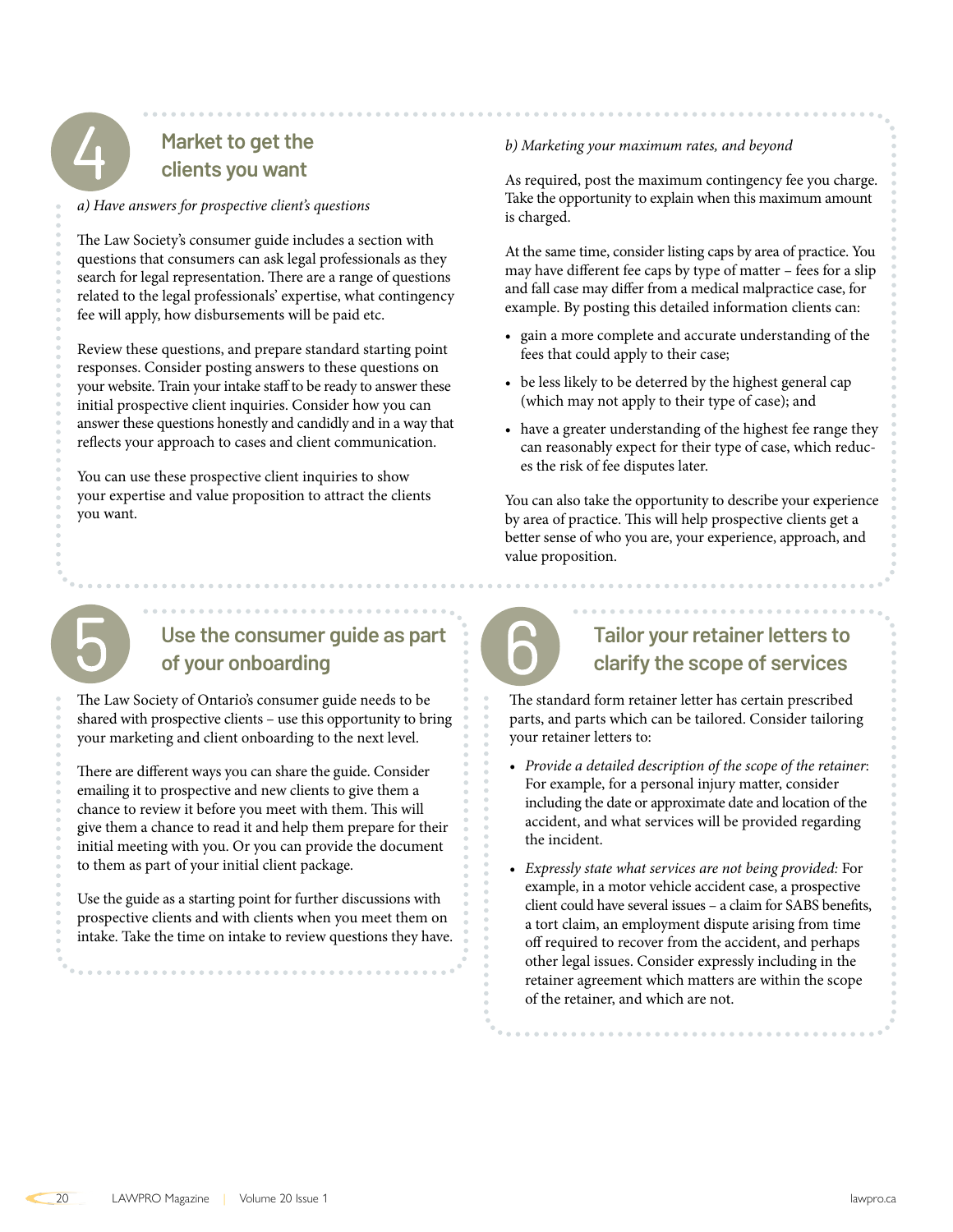## 4 Market to get the clients you want

*a) Have answers for prospective client's questions*

The Law Society's consumer guide includes a section with questions that consumers can ask legal professionals as they search for legal representation. There are a range of questions related to the legal professionals' expertise, what contingency fee will apply, how disbursements will be paid etc.

Review these questions, and prepare standard starting point responses. Consider posting answers to these questions on your website. Train your intake staff to be ready to answer these initial prospective client inquiries. Consider how you can answer these questions honestly and candidly and in a way that reflects your approach to cases and client communication.

You can use these prospective client inquiries to show your expertise and value proposition to attract the clients you want.

*b) Marketing your maximum rates, and beyond*

As required, post the maximum contingency fee you charge. Take the opportunity to explain when this maximum amount is charged.

At the same time, consider listing caps by area of practice. You may have different fee caps by type of matter – fees for a slip and fall case may differ from a medical malpractice case, for example. By posting this detailed information clients can:

- gain a more complete and accurate understanding of the fees that could apply to their case;
- be less likely to be deterred by the highest general cap (which may not apply to their type of case); and
- have a greater understanding of the highest fee range they can reasonably expect for their type of case, which reduces the risk of fee disputes later.

You can also take the opportunity to describe your experience by area of practice. This will help prospective clients get a better sense of who you are, your experience, approach, and value proposition.

## 5 Use the consumer guide as part of your onboarding

The Law Society of Ontario's consumer guide needs to be shared with prospective clients – use this opportunity to bring your marketing and client onboarding to the next level.

There are different ways you can share the guide. Consider emailing it to prospective and new clients to give them a chance to review it before you meet with them. This will give them a chance to read it and help them prepare for their initial meeting with you. Or you can provide the document to them as part of your initial client package.

Use the guide as a starting point for further discussions with prospective clients and with clients when you meet them on intake. Take the time on intake to review questions they have.

## 6 Tailor your retainer letters to clarify the scope of services

The standard form retainer letter has certain prescribed parts, and parts which can be tailored. Consider tailoring your retainer letters to:

- *Provide a detailed description of the scope of the retainer*: For example, for a personal injury matter, consider including the date or approximate date and location of the accident, and what services will be provided regarding the incident.
- *Expressly state what services are not being provided:* For example, in a motor vehicle accident case, a prospective client could have several issues – a claim for SABS benefits, a tort claim, an employment dispute arising from time off required to recover from the accident, and perhaps other legal issues. Consider expressly including in the retainer agreement which matters are within the scope of the retainer, and which are not.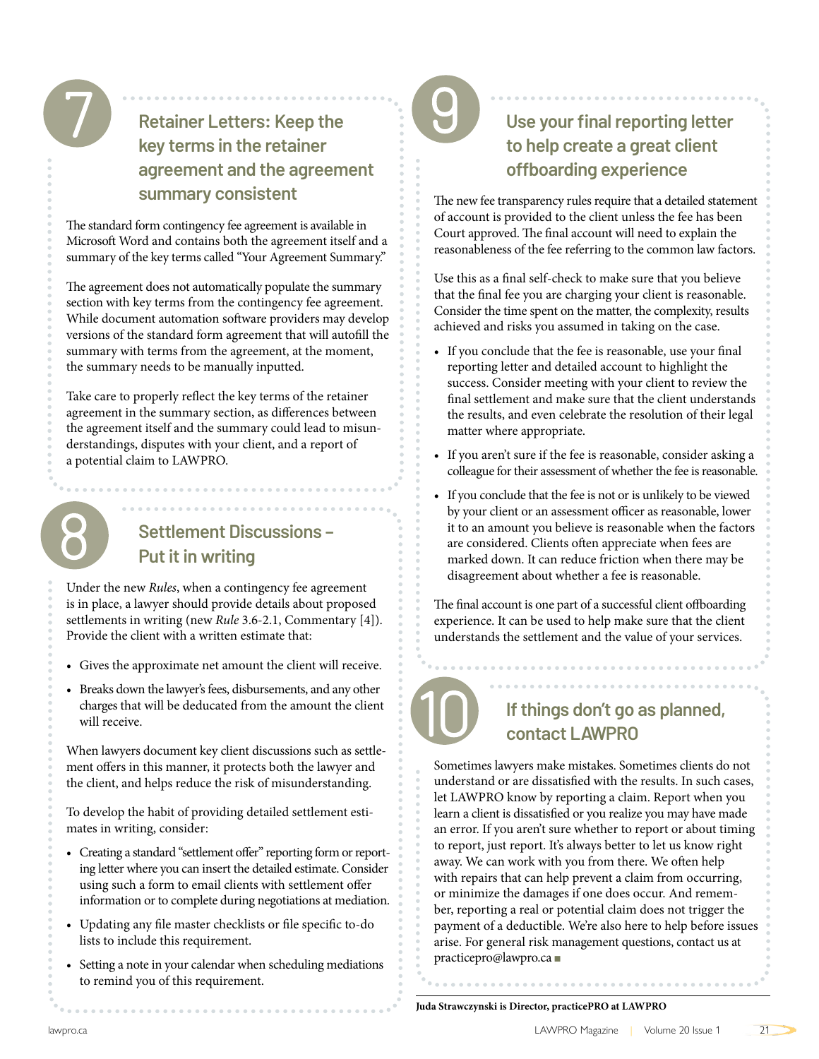## 7 Retainer Letters: Keep the key terms in the retainer agreement and the agreement summary consistent

The standard form contingency fee agreement is available in Microsoft Word and contains both the agreement itself and a summary of the key terms called "Your Agreement Summary."

The agreement does not automatically populate the summary section with key terms from the contingency fee agreement. While document automation software providers may develop versions of the standard form agreement that will autofill the summary with terms from the agreement, at the moment, the summary needs to be manually inputted.

Take care to properly reflect the key terms of the retainer agreement in the summary section, as differences between the agreement itself and the summary could lead to misunderstandings, disputes with your client, and a report of a potential claim to LAWPRO.

## 8 Settlement Discussions – Put it in writing

Under the new *Rules*, when a contingency fee agreement is in place, a lawyer should provide details about proposed settlements in writing (new *Rule* 3.6-2.1, Commentary [4]). Provide the client with a written estimate that:

- Gives the approximate net amount the client will receive.
- Breaks down the lawyer's fees, disbursements, and any other charges that will be deducated from the amount the client will receive.

When lawyers document key client discussions such as settlement offers in this manner, it protects both the lawyer and the client, and helps reduce the risk of misunderstanding.

To develop the habit of providing detailed settlement estimates in writing, consider:

- Creating a standard "settlement offer" reporting form or reporting letter where you can insert the detailed estimate. Consider using such a form to email clients with settlement offer information or to complete during negotiations at mediation.
- Updating any file master checklists or file specific to-do lists to include this requirement.
- Setting a note in your calendar when scheduling mediations to remind you of this requirement.

## 9 Use your final reporting letter to help create a great client offboarding experience

The new fee transparency rules require that a detailed statement of account is provided to the client unless the fee has been Court approved. The final account will need to explain the reasonableness of the fee referring to the common law factors.

Use this as a final self-check to make sure that you believe that the final fee you are charging your client is reasonable. Consider the time spent on the matter, the complexity, results achieved and risks you assumed in taking on the case.

- If you conclude that the fee is reasonable, use your final reporting letter and detailed account to highlight the success. Consider meeting with your client to review the final settlement and make sure that the client understands the results, and even celebrate the resolution of their legal matter where appropriate.
- If you aren't sure if the fee is reasonable, consider asking a colleague for their assessment of whether the fee is reasonable.
- If you conclude that the fee is not or is unlikely to be viewed by your client or an assessment officer as reasonable, lower it to an amount you believe is reasonable when the factors are considered. Clients often appreciate when fees are marked down. It can reduce friction when there may be disagreement about whether a fee is reasonable.

The final account is one part of a successful client offboarding experience. It can be used to help make sure that the client understands the settlement and the value of your services.

## 10 If things don't go as planned, contact LAWPRO

Sometimes lawyers make mistakes. Sometimes clients do not understand or are dissatisfied with the results. In such cases, let LAWPRO know by reporting a claim. Report when you learn a client is dissatisfied or you realize you may have made an error. If you aren't sure whether to report or about timing to report, just report. It's always better to let us know right away. We can work with you from there. We often help with repairs that can help prevent a claim from occurring, or minimize the damages if one does occur. And remember, reporting a real or potential claim does not trigger the payment of a deductible. We're also here to help before issues arise. For general risk management questions, contact us at practicepro@lawpro.ca ■

**Juda Strawczynski is Director, practicePRO at LAWPRO**